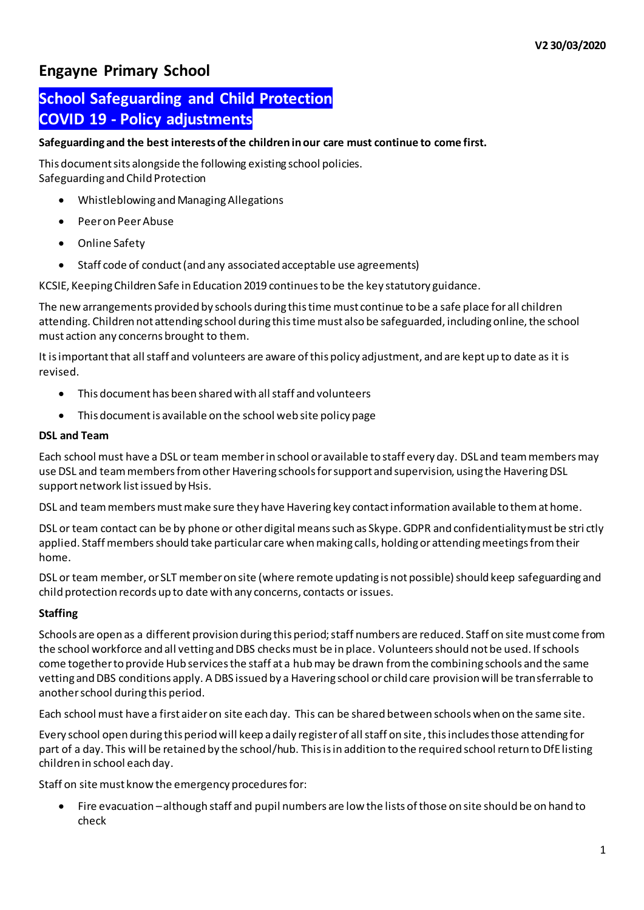**V2 30/03/2020**

# Engayne Primary School

## School Safeguarding and Child Protection COVID 19 - Policy adjustments

**Safeguarding and the best interests of the children in our care must continue to come first.**

This document sits alongside the following existing school policies.
Safeguarding and Child Protection

- Whistleblowing and Managing Allegations
- Peer on Peer Abuse
- Online Safety
- Staff code of conduct (and any associated acceptable use agreements)

KCSIE, Keeping Children Safe in Education 2019 continues to be the key statutory guidance.

The new arrangements provided by schools during this time must continue to be a safe place for all children attending. Children not attending school during this time must also be safeguarded, including online, the school must action any concerns brought to them.

It is important that all staff and volunteers are aware of this policy adjustment, and are kept up to date as it is revised.

- This document has been shared with all staff and volunteers
- This document is available on the school web site policy page

**DSL and Team**

Each school must have a DSL or team member in school or available to staff every day. DSL and team members may use DSL and team members from other Havering schools for support and supervision, using the Havering DSL support network list issued by Hsis.

DSL and team members must make sure they have Havering key contact information available to them at home.

DSL or team contact can be by phone or other digital means such as Skype. GDPR and confidentiality must be strictly applied. Staff members should take particular care when making calls, holding or attending meetings from their home.

DSL or team member, or SLT member on site (where remote updating is not possible) should keep safeguarding and child protection records up to date with any concerns, contacts or issues.

**Staffing**

Schools are open as a different provision during this period; staff numbers are reduced. Staff on site must come from the school workforce and all vetting and DBS checks must be in place. Volunteers should not be used. If schools come together to provide Hub services the staff at a hub may be drawn from the combining schools and the same vetting and DBS conditions apply. A DBS issued by a Havering school or child care provision will be transferrable to another school during this period.

Each school must have a first aider on site each day. This can be shared between schools when on the same site.

Every school open during this period will keep a daily register of all staff on site, this includes those attending for part of a day. This will be retained by the school/hub. This is in addition to the required school return to DfE listing children in school each day.

Staff on site must know the emergency procedures for:

- Fire evacuation – although staff and pupil numbers are low the lists of those on site should be on hand to check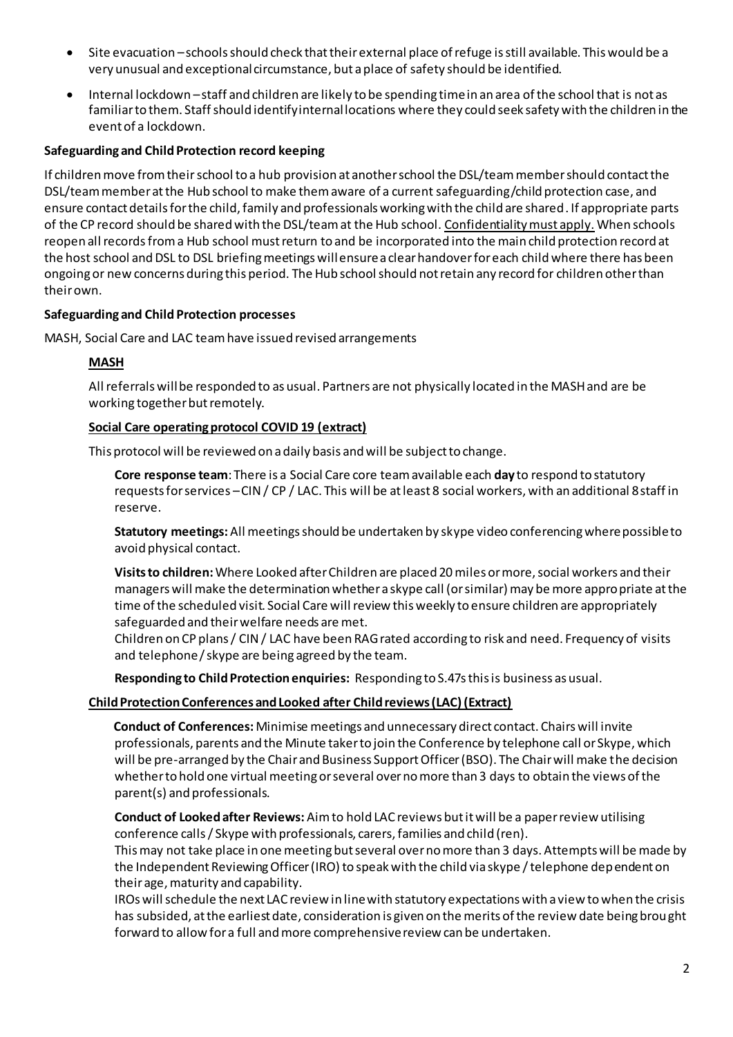- Site evacuation – schools should check that their external place of refuge is still available. This would be a very unusual and exceptional circumstance, but a place of safety should be identified.
- Internal lockdown – staff and children are likely to be spending time in an area of the school that is not as familiar to them. Staff should identify internal locations where they could seek safety with the children in the event of a lockdown.

**Safeguarding and Child Protection record keeping**

If children move from their school to a hub provision at another school the DSL/team member should contact the DSL/team member at the Hub school to make them aware of a current safeguarding/child protection case, and ensure contact details for the child, family and professionals working with the child are shared. If appropriate parts of the CP record should be shared with the DSL/team at the Hub school. Confidentiality must apply. When schools reopen all records from a Hub school must return to and be incorporated into the main child protection record at the host school and DSL to DSL briefing meetings will ensure a clear handover for each child where there has been ongoing or new concerns during this period. The Hub school should not retain any record for children other than their own.

**Safeguarding and Child Protection processes**

MASH, Social Care and LAC team have issued revised arrangements

**MASH**

All referrals will be responded to as usual. Partners are not physically located in the MASH and are be working together but remotely.

**Social Care operating protocol COVID 19 (extract)**

This protocol will be reviewed on a daily basis and will be subject to change.

**Core response team**: There is a Social Care core team available each **day** to respond to statutory requests for services – CIN / CP / LAC. This will be at least 8 social workers, with an additional 8 staff in reserve.

**Statutory meetings:** All meetings should be undertaken by skype video conferencing where possible to avoid physical contact.

**Visits to children:** Where Looked after Children are placed 20 miles or more, social workers and their managers will make the determination whether a skype call (or similar) may be more appropriate at the time of the scheduled visit. Social Care will review this weekly to ensure children are appropriately safeguarded and their welfare needs are met.
Children on CP plans / CIN / LAC have been RAG rated according to risk and need. Frequency of visits and telephone / skype are being agreed by the team.

**Responding to Child Protection enquiries:** Responding to S.47s this is business as usual.

**Child Protection Conferences and Looked after Child reviews (LAC) (Extract)**

**Conduct of Conferences:** Minimise meetings and unnecessary direct contact. Chairs will invite professionals, parents and the Minute taker to join the Conference by telephone call or Skype, which will be pre-arranged by the Chair and Business Support Officer (BSO). The Chair will make the decision whether to hold one virtual meeting or several over no more than 3 days to obtain the views of the parent(s) and professionals.

**Conduct of Looked after Reviews:** Aim to hold LAC reviews but it will be a paper review utilising conference calls / Skype with professionals, carers, families and child (ren).
This may not take place in one meeting but several over no more than 3 days. Attempts will be made by the Independent Reviewing Officer (IRO) to speak with the child via skype / telephone dependent on their age, maturity and capability.
IROs will schedule the next LAC review in line with statutory expectations with a view to when the crisis has subsided, at the earliest date, consideration is given on the merits of the review date being brought forward to allow for a full and more comprehensive review can be undertaken.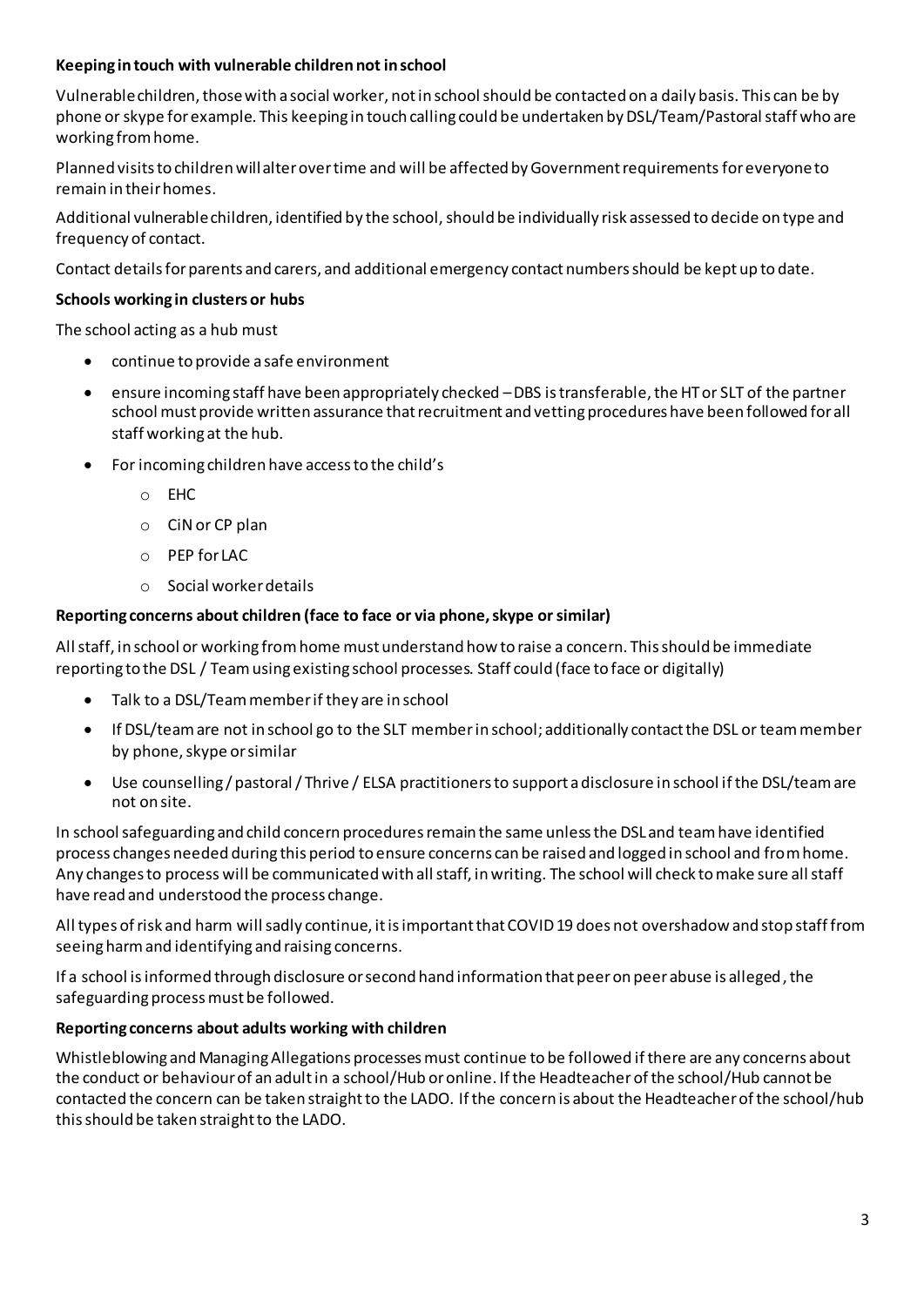**Keeping in touch with vulnerable children not in school**

Vulnerable children, those with a social worker, not in school should be contacted on a daily basis. This can be by phone or skype for example. This keeping in touch calling could be undertaken by DSL/Team/Pastoral staff who are working from home.

Planned visits to children will alter over time and will be affected by Government requirements for everyone to remain in their homes.

Additional vulnerable children, identified by the school, should be individually risk assessed to decide on type and frequency of contact.

Contact details for parents and carers, and additional emergency contact numbers should be kept up to date.

**Schools working in clusters or hubs**

The school acting as a hub must

- continue to provide a safe environment
- ensure incoming staff have been appropriately checked – DBS is transferable, the HT or SLT of the partner school must provide written assurance that recruitment and vetting procedures have been followed for all staff working at the hub.
- For incoming children have access to the child's
  - EHC
  - CiN or CP plan
  - PEP for LAC
  - Social worker details

**Reporting concerns about children (face to face or via phone, skype or similar)**

All staff, in school or working from home must understand how to raise a concern. This should be immediate reporting to the DSL / Team using existing school processes. Staff could (face to face or digitally)

- Talk to a DSL/Team member if they are in school
- If DSL/team are not in school go to the SLT member in school; additionally contact the DSL or team member by phone, skype or similar
- Use counselling / pastoral / Thrive / ELSA practitioners to support a disclosure in school if the DSL/team are not on site.

In school safeguarding and child concern procedures remain the same unless the DSL and team have identified process changes needed during this period to ensure concerns can be raised and logged in school and from home. Any changes to process will be communicated with all staff, in writing. The school will check to make sure all staff have read and understood the process change.

All types of risk and harm will sadly continue, it is important that COVID 19 does not overshadow and stop staff from seeing harm and identifying and raising concerns.

If a school is informed through disclosure or second hand information that peer on peer abuse is alleged, the safeguarding process must be followed.

**Reporting concerns about adults working with children**

Whistleblowing and Managing Allegations processes must continue to be followed if there are any concerns about the conduct or behaviour of an adult in a school/Hub or online. If the Headteacher of the school/Hub cannot be contacted the concern can be taken straight to the LADO. If the concern is about the Headteacher of the school/hub this should be taken straight to the LADO.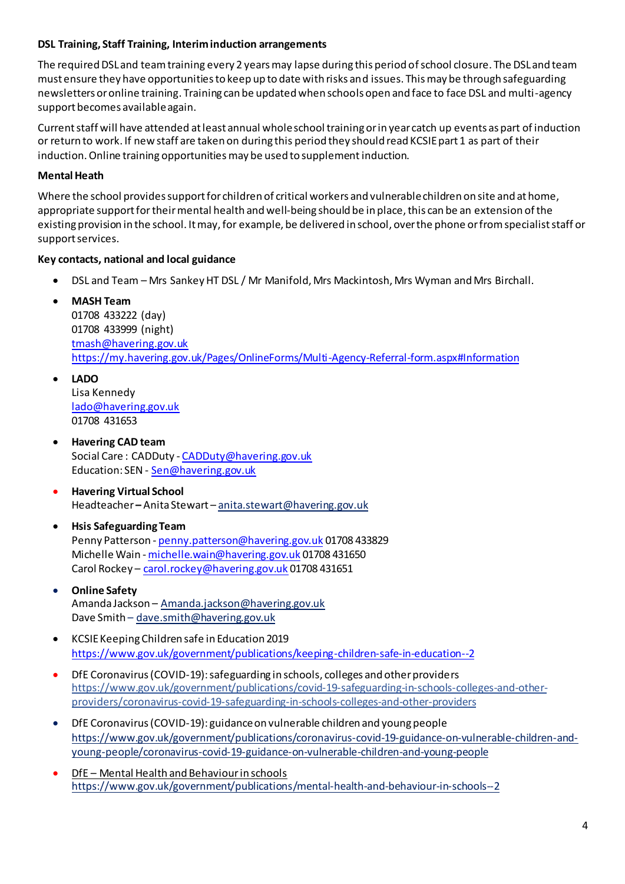**DSL Training, Staff Training, Interim induction arrangements**

The required DSL and team training every 2 years may lapse during this period of school closure. The DSL and team must ensure they have opportunities to keep up to date with risks and issues. This may be through safeguarding newsletters or online training. Training can be updated when schools open and face to face DSL and multi-agency support becomes available again.

Current staff will have attended at least annual whole school training or in year catch up events as part of induction or return to work. If new staff are taken on during this period they should read KCSIE part 1 as part of their induction. Online training opportunities may be used to supplement induction.

**Mental Heath**

Where the school provides support for children of critical workers and vulnerable children on site and at home, appropriate support for their mental health and well-being should be in place, this can be an extension of the existing provision in the school. It may, for example, be delivered in school, over the phone or from specialist staff or support services.

**Key contacts, national and local guidance**

- DSL and Team – Mrs Sankey HT DSL / Mr Manifold, Mrs Mackintosh, Mrs Wyman and Mrs Birchall.
- **MASH Team**  
  01708 433222 (day)  
  01708 433999 (night)  
  tmash@havering.gov.uk  
  https://my.havering.gov.uk/Pages/OnlineForms/Multi-Agency-Referral-form.aspx#Information
- **LADO**  
  Lisa Kennedy  
  lado@havering.gov.uk  
  01708 431653
- **Havering CAD team**  
  Social Care : CADDuty - CADDuty@havering.gov.uk  
  Education: SEN - Sen@havering.gov.uk
- **Havering Virtual School**  
  Headteacher **–** Anita Stewart – anita.stewart@havering.gov.uk
- **Hsis Safeguarding Team**  
  Penny Patterson - penny.patterson@havering.gov.uk 01708 433829  
  Michelle Wain - michelle.wain@havering.gov.uk 01708 431650  
  Carol Rockey – carol.rockey@havering.gov.uk 01708 431651
- **Online Safety**  
  Amanda Jackson – Amanda.jackson@havering.gov.uk  
  Dave Smith – dave.smith@havering.gov.uk
- KCSIE Keeping Children safe in Education 2019  
  https://www.gov.uk/government/publications/keeping-children-safe-in-education--2
- DfE Coronavirus (COVID-19): safeguarding in schools, colleges and other providers  
  https://www.gov.uk/government/publications/covid-19-safeguarding-in-schools-colleges-and-other-providers/coronavirus-covid-19-safeguarding-in-schools-colleges-and-other-providers
- DfE Coronavirus (COVID-19): guidance on vulnerable children and young people  
  https://www.gov.uk/government/publications/coronavirus-covid-19-guidance-on-vulnerable-children-and-young-people/coronavirus-covid-19-guidance-on-vulnerable-children-and-young-people
- DfE – Mental Health and Behaviour in schools  
  https://www.gov.uk/government/publications/mental-health-and-behaviour-in-schools--2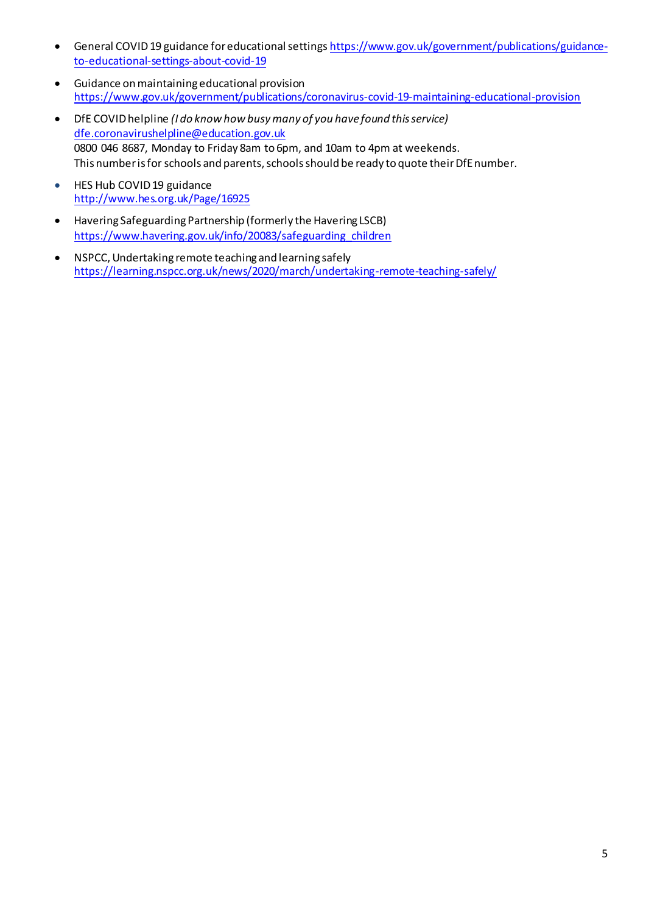- General COVID 19 guidance for educational settings https://www.gov.uk/government/publications/guidance-to-educational-settings-about-covid-19
- Guidance on maintaining educational provision https://www.gov.uk/government/publications/coronavirus-covid-19-maintaining-educational-provision
- DfE COVID helpline *(I do know how busy many of you have found this service)*
  dfe.coronavirushelpline@education.gov.uk
  0800 046 8687, Monday to Friday 8am to 6pm, and 10am to 4pm at weekends.
  This number is for schools and parents, schools should be ready to quote their DfE number.
- HES Hub COVID 19 guidance
  http://www.hes.org.uk/Page/16925
- Havering Safeguarding Partnership (formerly the Havering LSCB)
  https://www.havering.gov.uk/info/20083/safeguarding_children
- NSPCC, Undertaking remote teaching and learning safely
  https://learning.nspcc.org.uk/news/2020/march/undertaking-remote-teaching-safely/